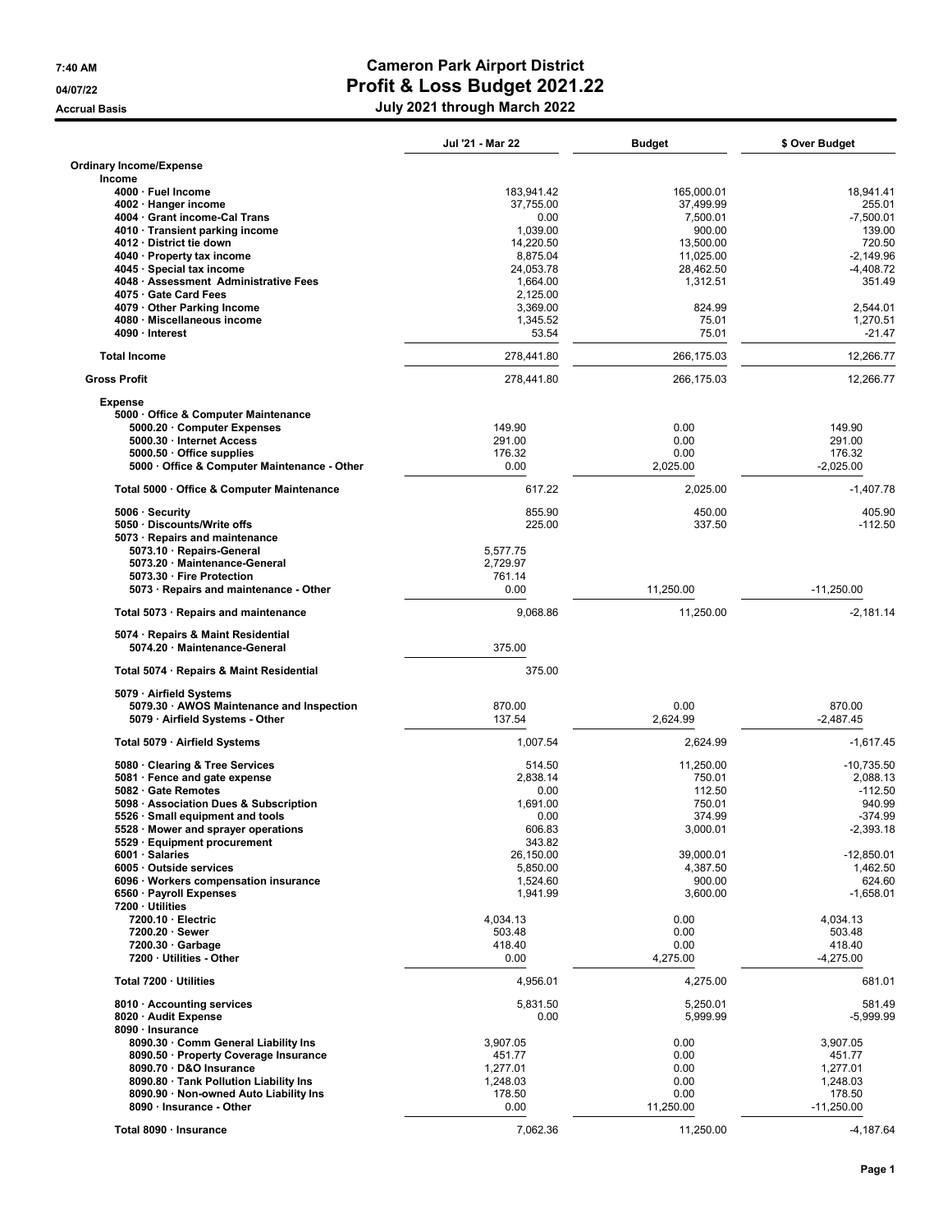7:40 AM
04/07/22
Accrual Basis

# Cameron Park Airport District
# Profit & Loss Budget 2021.22
## July 2021 through March 2022

| | Jul '21 - Mar 22 | Budget | $ Over Budget |
|---|---|---|---|
| **Ordinary Income/Expense** | | | |
| **Income** | | | |
| 4000 · Fuel Income | 183,941.42 | 165,000.01 | 18,941.41 |
| 4002 · Hanger income | 37,755.00 | 37,499.99 | 255.01 |
| 4004 · Grant income-Cal Trans | 0.00 | 7,500.01 | -7,500.01 |
| 4010 · Transient parking income | 1,039.00 | 900.00 | 139.00 |
| 4012 · District tie down | 14,220.50 | 13,500.00 | 720.50 |
| 4040 · Property tax income | 8,875.04 | 11,025.00 | -2,149.96 |
| 4045 · Special tax income | 24,053.78 | 28,462.50 | -4,408.72 |
| 4048 · Assessment Administrative Fees | 1,664.00 | 1,312.51 | 351.49 |
| 4075 · Gate Card Fees | 2,125.00 | | |
| 4079 · Other Parking Income | 3,369.00 | 824.99 | 2,544.01 |
| 4080 · Miscellaneous income | 1,345.52 | 75.01 | 1,270.51 |
| 4090 · Interest | 53.54 | 75.01 | -21.47 |
| **Total Income** | 278,441.80 | 266,175.03 | 12,266.77 |
| **Gross Profit** | 278,441.80 | 266,175.03 | 12,266.77 |
| **Expense** | | | |
| 5000 · Office & Computer Maintenance | | | |
| 5000.20 · Computer Expenses | 149.90 | 0.00 | 149.90 |
| 5000.30 · Internet Access | 291.00 | 0.00 | 291.00 |
| 5000.50 · Office supplies | 176.32 | 0.00 | 176.32 |
| 5000 · Office & Computer Maintenance - Other | 0.00 | 2,025.00 | -2,025.00 |
| **Total 5000 · Office & Computer Maintenance** | 617.22 | 2,025.00 | -1,407.78 |
| 5006 · Security | 855.90 | 450.00 | 405.90 |
| 5050 · Discounts/Write offs | 225.00 | 337.50 | -112.50 |
| 5073 · Repairs and maintenance | | | |
| 5073.10 · Repairs-General | 5,577.75 | | |
| 5073.20 · Maintenance-General | 2,729.97 | | |
| 5073.30 · Fire Protection | 761.14 | | |
| 5073 · Repairs and maintenance - Other | 0.00 | 11,250.00 | -11,250.00 |
| **Total 5073 · Repairs and maintenance** | 9,068.86 | 11,250.00 | -2,181.14 |
| 5074 · Repairs & Maint Residential | | | |
| 5074.20 · Maintenance-General | 375.00 | | |
| **Total 5074 · Repairs & Maint Residential** | 375.00 | | |
| 5079 · Airfield Systems | | | |
| 5079.30 · AWOS Maintenance and Inspection | 870.00 | 0.00 | 870.00 |
| 5079 · Airfield Systems - Other | 137.54 | 2,624.99 | -2,487.45 |
| **Total 5079 · Airfield Systems** | 1,007.54 | 2,624.99 | -1,617.45 |
| 5080 · Clearing & Tree Services | 514.50 | 11,250.00 | -10,735.50 |
| 5081 · Fence and gate expense | 2,838.14 | 750.01 | 2,088.13 |
| 5082 · Gate Remotes | 0.00 | 112.50 | -112.50 |
| 5098 · Association Dues & Subscription | 1,691.00 | 750.01 | 940.99 |
| 5526 · Small equipment and tools | 0.00 | 374.99 | -374.99 |
| 5528 · Mower and sprayer operations | 606.83 | 3,000.01 | -2,393.18 |
| 5529 · Equipment procurement | 343.82 | | |
| 6001 · Salaries | 26,150.00 | 39,000.01 | -12,850.01 |
| 6005 · Outside services | 5,850.00 | 4,387.50 | 1,462.50 |
| 6096 · Workers compensation insurance | 1,524.60 | 900.00 | 624.60 |
| 6560 · Payroll Expenses | 1,941.99 | 3,600.00 | -1,658.01 |
| 7200 · Utilities | | | |
| 7200.10 · Electric | 4,034.13 | 0.00 | 4,034.13 |
| 7200.20 · Sewer | 503.48 | 0.00 | 503.48 |
| 7200.30 · Garbage | 418.40 | 0.00 | 418.40 |
| 7200 · Utilities - Other | 0.00 | 4,275.00 | -4,275.00 |
| **Total 7200 · Utilities** | 4,956.01 | 4,275.00 | 681.01 |
| 8010 · Accounting services | 5,831.50 | 5,250.01 | 581.49 |
| 8020 · Audit Expense | 0.00 | 5,999.99 | -5,999.99 |
| 8090 · Insurance | | | |
| 8090.30 · Comm General Liability Ins | 3,907.05 | 0.00 | 3,907.05 |
| 8090.50 · Property Coverage Insurance | 451.77 | 0.00 | 451.77 |
| 8090.70 · D&O Insurance | 1,277.01 | 0.00 | 1,277.01 |
| 8090.80 · Tank Pollution Liability Ins | 1,248.03 | 0.00 | 1,248.03 |
| 8090.90 · Non-owned Auto Liability Ins | 178.50 | 0.00 | 178.50 |
| 8090 · Insurance - Other | 0.00 | 11,250.00 | -11,250.00 |
| **Total 8090 · Insurance** | 7,062.36 | 11,250.00 | -4,187.64 |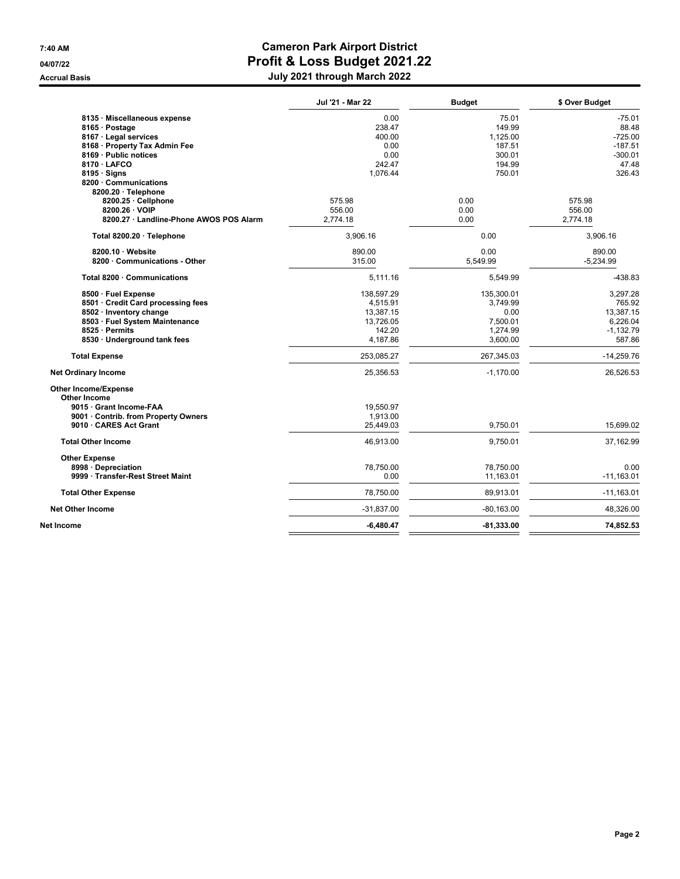# Cameron Park Airport District
# Profit & Loss Budget 2021.22
## July 2021 through March 2022

7:40 AM
04/07/22
Accrual Basis

| | Jul '21 - Mar 22 | Budget | $ Over Budget |
|---|---|---|---|
| 8135 · Miscellaneous expense | 0.00 | 75.01 | -75.01 |
| 8165 · Postage | 238.47 | 149.99 | 88.48 |
| 8167 · Legal services | 400.00 | 1,125.00 | -725.00 |
| 8168 · Property Tax Admin Fee | 0.00 | 187.51 | -187.51 |
| 8169 · Public notices | 0.00 | 300.01 | -300.01 |
| 8170 · LAFCO | 242.47 | 194.99 | 47.48 |
| 8195 · Signs | 1,076.44 | 750.01 | 326.43 |
| 8200 · Communications | | | |
| 8200.20 · Telephone | | | |
| 8200.25 · Cellphone | 575.98 | 0.00 | 575.98 |
| 8200.26 · VOIP | 556.00 | 0.00 | 556.00 |
| 8200.27 · Landline-Phone AWOS POS Alarm | 2,774.18 | 0.00 | 2,774.18 |
| Total 8200.20 · Telephone | 3,906.16 | 0.00 | 3,906.16 |
| 8200.10 · Website | 890.00 | 0.00 | 890.00 |
| 8200 · Communications - Other | 315.00 | 5,549.99 | -5,234.99 |
| Total 8200 · Communications | 5,111.16 | 5,549.99 | -438.83 |
| 8500 · Fuel Expense | 138,597.29 | 135,300.01 | 3,297.28 |
| 8501 · Credit Card processing fees | 4,515.91 | 3,749.99 | 765.92 |
| 8502 · Inventory change | 13,387.15 | 0.00 | 13,387.15 |
| 8503 · Fuel System Maintenance | 13,726.05 | 7,500.01 | 6,226.04 |
| 8525 · Permits | 142.20 | 1,274.99 | -1,132.79 |
| 8530 · Underground tank fees | 4,187.86 | 3,600.00 | 587.86 |
| **Total Expense** | 253,085.27 | 267,345.03 | -14,259.76 |
| **Net Ordinary Income** | 25,356.53 | -1,170.00 | 26,526.53 |
| **Other Income/Expense** | | | |
| **Other Income** | | | |
| 9015 · Grant Income-FAA | 19,550.97 | | |
| 9001 · Contrib. from Property Owners | 1,913.00 | | |
| 9010 · CARES Act Grant | 25,449.03 | 9,750.01 | 15,699.02 |
| **Total Other Income** | 46,913.00 | 9,750.01 | 37,162.99 |
| **Other Expense** | | | |
| 8998 · Depreciation | 78,750.00 | 78,750.00 | 0.00 |
| 9999 · Transfer-Rest Street Maint | 0.00 | 11,163.01 | -11,163.01 |
| **Total Other Expense** | 78,750.00 | 89,913.01 | -11,163.01 |
| **Net Other Income** | -31,837.00 | -80,163.00 | 48,326.00 |
| **Net Income** | **-6,480.47** | **-81,333.00** | **74,852.53** |